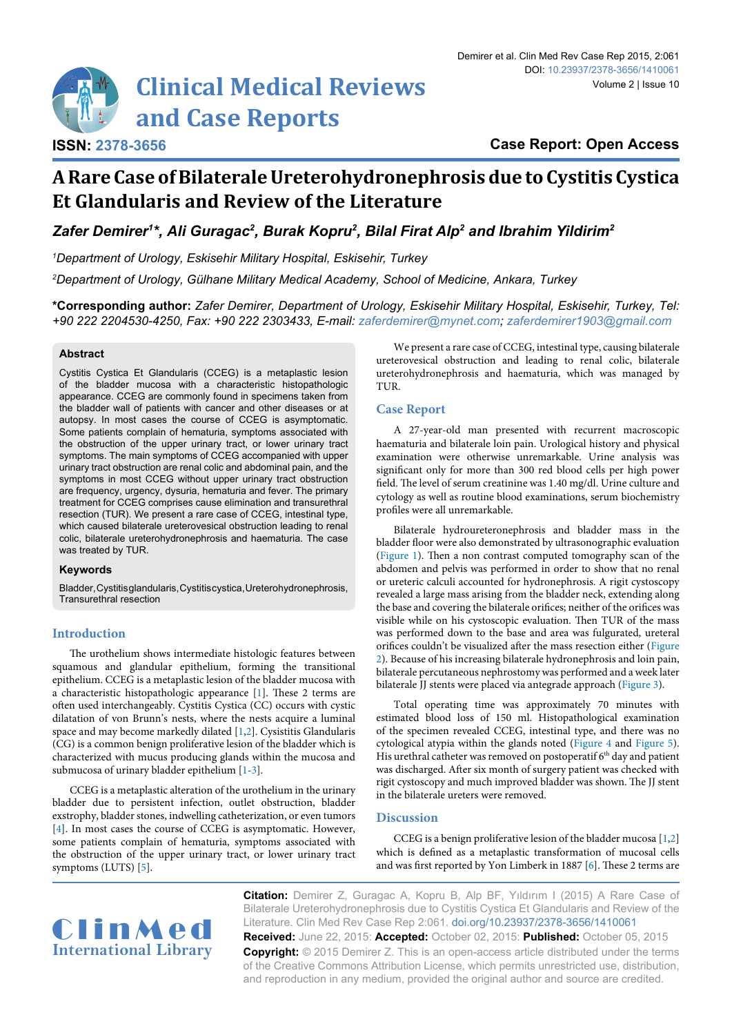# A Rare Case of Bilaterale Ureterohydronephrosis due to Cystitis Cystica Et Glandularis and Review of the Literature

**Case Report: Open Access**

***Zafer Demirer[1]\*, Ali Guragac[2], Burak Kopru[2], Bilal Firat Alp[2] and Ibrahim Yildirim[2]***

*[1]Department of Urology, Eskisehir Military Hospital, Eskisehir, Turkey*

*[2]Department of Urology, Gülhane Military Medical Academy, School of Medicine, Ankara, Turkey*

**\*Corresponding author:** *Zafer Demirer, Department of Urology, Eskisehir Military Hospital, Eskisehir, Turkey, Tel: +90 222 2204530-4250, Fax: +90 222 2303433, E-mail: zaferdemirer@mynet.com; zaferdemirer1903@gmail.com*

### Abstract

Cystitis Cystica Et Glandularis (CCEG) is a metaplastic lesion of the bladder mucosa with a characteristic histopathologic appearance. CCEG are commonly found in specimens taken from the bladder wall of patients with cancer and other diseases or at autopsy. In most cases the course of CCEG is asymptomatic. Some patients complain of hematuria, symptoms associated with the obstruction of the upper urinary tract, or lower urinary tract symptoms. The main symptoms of CCEG accompanied with upper urinary tract obstruction are renal colic and abdominal pain, and the symptoms in most CCEG without upper urinary tract obstruction are frequency, urgency, dysuria, hematuria and fever. The primary treatment for CCEG comprises cause elimination and transurethral resection (TUR). We present a rare case of CCEG, intestinal type, which caused bilaterale ureterovesical obstruction leading to renal colic, bilaterale ureterohydronephrosis and haematuria. The case was treated by TUR.

### Keywords

Bladder, Cystitis glandularis, Cystitis cystica, Ureterohydronephrosis, Transurethral resection

## Introduction

The urothelium shows intermediate histologic features between squamous and glandular epithelium, forming the transitional epithelium. CCEG is a metaplastic lesion of the bladder mucosa with a characteristic histopathologic appearance [1]. These 2 terms are often used interchangeably. Cystitis Cystica (CC) occurs with cystic dilatation of von Brunn's nests, where the nests acquire a luminal space and may become markedly dilated [1,2]. Cysistitis Glandularis (CG) is a common benign proliferative lesion of the bladder which is characterized with mucus producing glands within the mucosa and submucosa of urinary bladder epithelium [1-3].

CCEG is a metaplastic alteration of the urothelium in the urinary bladder due to persistent infection, outlet obstruction, bladder exstrophy, bladder stones, indwelling catheterization, or even tumors [4]. In most cases the course of CCEG is asymptomatic. However, some patients complain of hematuria, symptoms associated with the obstruction of the upper urinary tract, or lower urinary tract symptoms (LUTS) [5].

We present a rare case of CCEG, intestinal type, causing bilaterale ureterovesical obstruction and leading to renal colic, bilaterale ureterohydronephrosis and haematuria, which was managed by TUR.

## Case Report

A 27-year-old man presented with recurrent macroscopic haematuria and bilaterale loin pain. Urological history and physical examination were otherwise unremarkable. Urine analysis was significant only for more than 300 red blood cells per high power field. The level of serum creatinine was 1.40 mg/dl. Urine culture and cytology as well as routine blood examinations, serum biochemistry profiles were all unremarkable.

Bilaterale hydroureteronephrosis and bladder mass in the bladder floor were also demonstrated by ultrasonographic evaluation (Figure 1). Then a non contrast computed tomography scan of the abdomen and pelvis was performed in order to show that no renal or ureteric calculi accounted for hydronephrosis. A rigit cystoscopy revealed a large mass arising from the bladder neck, extending along the base and covering the bilaterale orifices; neither of the orifices was visible while on his cystoscopic evaluation. Then TUR of the mass was performed down to the base and area was fulgurated, ureteral orifices couldn't be visualized after the mass resection either (Figure 2). Because of his increasing bilaterale hydronephrosis and loin pain, bilaterale percutaneous nephrostomy was performed and a week later bilaterale JJ stents were placed via antegrade approach (Figure 3).

Total operating time was approximately 70 minutes with estimated blood loss of 150 ml. Histopathological examination of the specimen revealed CCEG, intestinal type, and there was no cytological atypia within the glands noted (Figure 4 and Figure 5). His urethral catheter was removed on postoperatif 6th day and patient was discharged. After six month of surgery patient was checked with rigit cystoscopy and much improved bladder was shown. The JJ stent in the bilaterale ureters were removed.

## Discussion

CCEG is a benign proliferative lesion of the bladder mucosa [1,2] which is defined as a metaplastic transformation of mucosal cells and was first reported by Yon Limberk in 1887 [6]. These 2 terms are

**Citation:** Demirer Z, Guragac A, Kopru B, Alp BF, Yıldırım I (2015) A Rare Case of Bilaterale Ureterohydronephrosis due to Cystitis Cystica Et Glandularis and Review of the Literature. Clin Med Rev Case Rep 2:061. doi.org/10.23937/2378-3656/1410061

**Received:** June 22, 2015: **Accepted:** October 02, 2015: **Published:** October 05, 2015

**Copyright:** © 2015 Demirer Z. This is an open-access article distributed under the terms of the Creative Commons Attribution License, which permits unrestricted use, distribution, and reproduction in any medium, provided the original author and source are credited.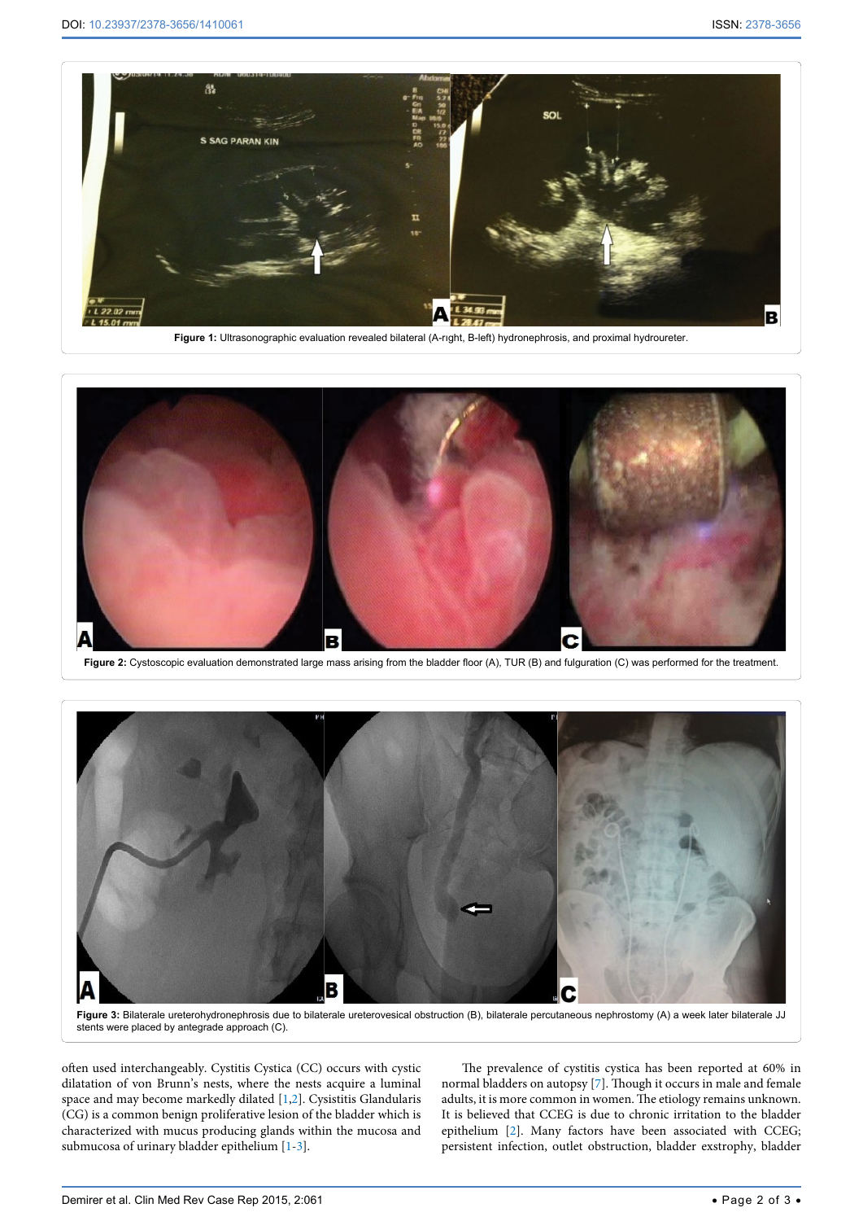Figure 1: Ultrasonographic evaluation revealed bilateral (A-rıght, B-left) hydronephrosis, and proximal hydroureter.

Figure 2: Cystoscopic evaluation demonstrated large mass arising from the bladder floor (A), TUR (B) and fulguration (C) was performed for the treatment.

Figure 3: Bilaterale ureterohydronephrosis due to bilaterale ureterovesical obstruction (B), bilaterale percutaneous nephrostomy (A) a week later bilaterale JJ stents were placed by antegrade approach (C).

often used interchangeably. Cystitis Cystica (CC) occurs with cystic dilatation of von Brunn's nests, where the nests acquire a luminal space and may become markedly dilated [1,2]. Cysistitis Glandularis (CG) is a common benign proliferative lesion of the bladder which is characterized with mucus producing glands within the mucosa and submucosa of urinary bladder epithelium [1-3].

The prevalence of cystitis cystica has been reported at 60% in normal bladders on autopsy [7]. Though it occurs in male and female adults, it is more common in women. The etiology remains unknown. It is believed that CCEG is due to chronic irritation to the bladder epithelium [2]. Many factors have been associated with CCEG; persistent infection, outlet obstruction, bladder exstrophy, bladder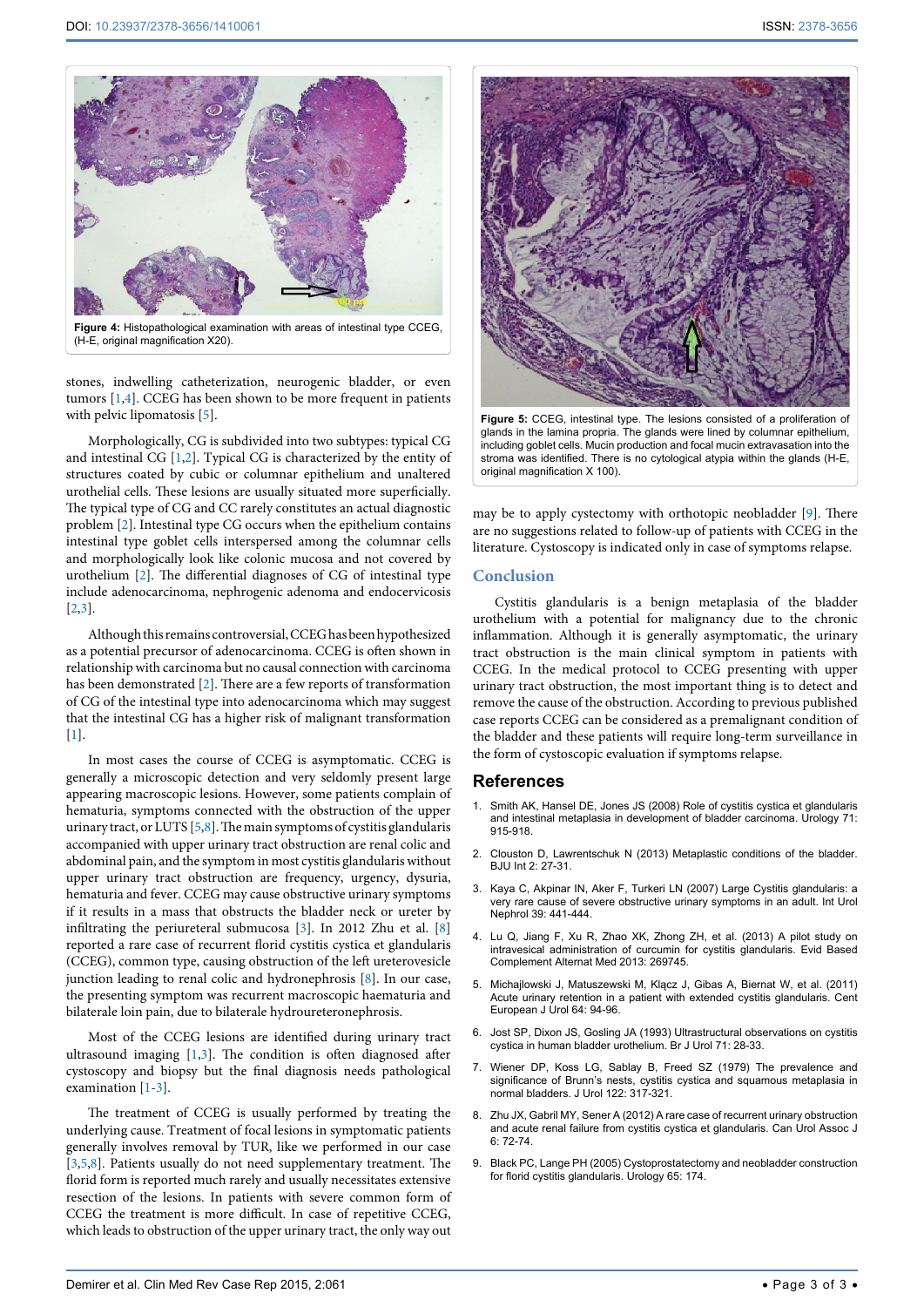Figure 4: Histopathological examination with areas of intestinal type CCEG, (H-E, original magnification X20).

Figure 5: CCEG, intestinal type. The lesions consisted of a proliferation of glands in the lamina propria. The glands were lined by columnar epithelium, including goblet cells. Mucin production and focal mucin extravasation into the stroma was identified. There is no cytological atypia within the glands (H-E, original magnification X 100).

stones, indwelling catheterization, neurogenic bladder, or even tumors [1,4]. CCEG has been shown to be more frequent in patients with pelvic lipomatosis [5].

Morphologically, CG is subdivided into two subtypes: typical CG and intestinal CG [1,2]. Typical CG is characterized by the entity of structures coated by cubic or columnar epithelium and unaltered urothelial cells. These lesions are usually situated more superficially. The typical type of CG and CC rarely constitutes an actual diagnostic problem [2]. Intestinal type CG occurs when the epithelium contains intestinal type goblet cells interspersed among the columnar cells and morphologically look like colonic mucosa and not covered by urothelium [2]. The differential diagnoses of CG of intestinal type include adenocarcinoma, nephrogenic adenoma and endocervicosis [2,3].

Although this remains controversial, CCEG has been hypothesized as a potential precursor of adenocarcinoma. CCEG is often shown in relationship with carcinoma but no causal connection with carcinoma has been demonstrated [2]. There are a few reports of transformation of CG of the intestinal type into adenocarcinoma which may suggest that the intestinal CG has a higher risk of malignant transformation [1].

In most cases the course of CCEG is asymptomatic. CCEG is generally a microscopic detection and very seldomly present large appearing macroscopic lesions. However, some patients complain of hematuria, symptoms connected with the obstruction of the upper urinary tract, or LUTS [5,8]. The main symptoms of cystitis glandularis accompanied with upper urinary tract obstruction are renal colic and abdominal pain, and the symptom in most cystitis glandularis without upper urinary tract obstruction are frequency, urgency, dysuria, hematuria and fever. CCEG may cause obstructive urinary symptoms if it results in a mass that obstructs the bladder neck or ureter by infiltrating the periureteral submucosa [3]. In 2012 Zhu et al. [8] reported a rare case of recurrent florid cystitis cystica et glandularis (CCEG), common type, causing obstruction of the left ureterovesicle junction leading to renal colic and hydronephrosis [8]. In our case, the presenting symptom was recurrent macroscopic haematuria and bilaterale loin pain, due to bilaterale hydroureteronephrosis.

Most of the CCEG lesions are identified during urinary tract ultrasound imaging [1,3]. The condition is often diagnosed after cystoscopy and biopsy but the final diagnosis needs pathological examination [1-3].

The treatment of CCEG is usually performed by treating the underlying cause. Treatment of focal lesions in symptomatic patients generally involves removal by TUR, like we performed in our case [3,5,8]. Patients usually do not need supplementary treatment. The florid form is reported much rarely and usually necessitates extensive resection of the lesions. In patients with severe common form of CCEG the treatment is more difficult. In case of repetitive CCEG, which leads to obstruction of the upper urinary tract, the only way out may be to apply cystectomy with orthotopic neobladder [9]. There are no suggestions related to follow-up of patients with CCEG in the literature. Cystoscopy is indicated only in case of symptoms relapse.

## Conclusion

Cystitis glandularis is a benign metaplasia of the bladder urothelium with a potential for malignancy due to the chronic inflammation. Although it is generally asymptomatic, the urinary tract obstruction is the main clinical symptom in patients with CCEG. In the medical protocol to CCEG presenting with upper urinary tract obstruction, the most important thing is to detect and remove the cause of the obstruction. According to previous published case reports CCEG can be considered as a premalignant condition of the bladder and these patients will require long-term surveillance in the form of cystoscopic evaluation if symptoms relapse.

## References

1. Smith AK, Hansel DE, Jones JS (2008) Role of cystitis cystica et glandularis and intestinal metaplasia in development of bladder carcinoma. Urology 71: 915-918.
2. Clouston D, Lawrentschuk N (2013) Metaplastic conditions of the bladder. BJU Int 2: 27-31.
3. Kaya C, Akpinar IN, Aker F, Turkeri LN (2007) Large Cystitis glandularis: a very rare cause of severe obstructive urinary symptoms in an adult. Int Urol Nephrol 39: 441-444.
4. Lu Q, Jiang F, Xu R, Zhao XK, Zhong ZH, et al. (2013) A pilot study on intravesical administration of curcumin for cystitis glandularis. Evid Based Complement Alternat Med 2013: 269745.
5. Michajlowski J, Matuszewski M, Klącz J, Gibas A, Biernat W, et al. (2011) Acute urinary retention in a patient with extended cystitis glandularis. Cent European J Urol 64: 94-96.
6. Jost SP, Dixon JS, Gosling JA (1993) Ultrastructural observations on cystitis cystica in human bladder urothelium. Br J Urol 71: 28-33.
7. Wiener DP, Koss LG, Sablay B, Freed SZ (1979) The prevalence and significance of Brunn's nests, cystitis cystica and squamous metaplasia in normal bladders. J Urol 122: 317-321.
8. Zhu JX, Gabril MY, Sener A (2012) A rare case of recurrent urinary obstruction and acute renal failure from cystitis cystica et glandularis. Can Urol Assoc J 6: 72-74.
9. Black PC, Lange PH (2005) Cystoprostatectomy and neobladder construction for florid cystitis glandularis. Urology 65: 174.